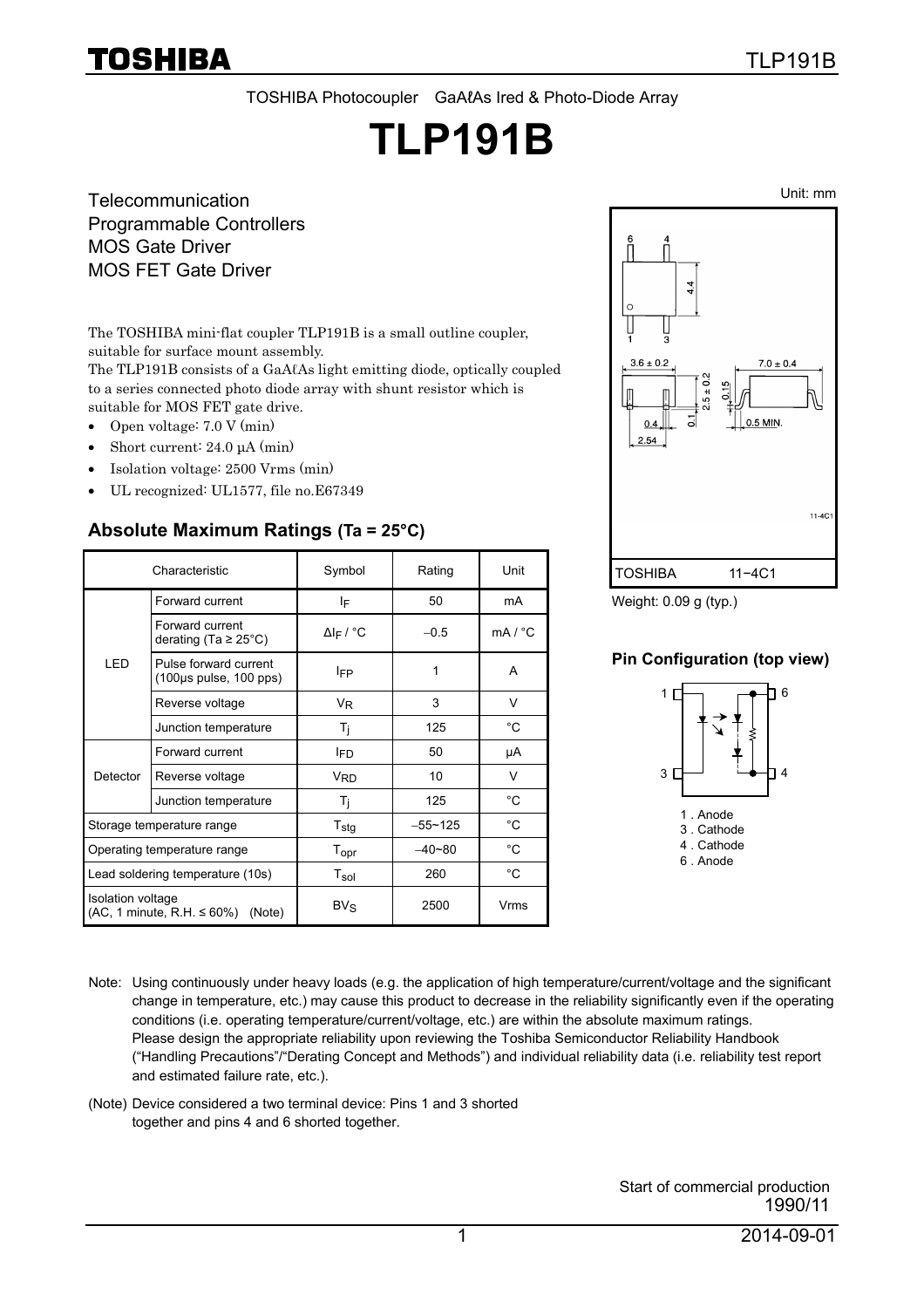TOSHIBA Photocoupler GaAℓAs Ired & Photo-Diode Array

# TLP191B

Telecommunication
Programmable Controllers
MOS Gate Driver
MOS FET Gate Driver

The TOSHIBA mini-flat coupler TLP191B is a small outline coupler, suitable for surface mount assembly.
The TLP191B consists of a GaAℓAs light emitting diode, optically coupled to a series connected photo diode array with shunt resistor which is suitable for MOS FET gate drive.

- Open voltage: 7.0 V (min)
- Short current: 24.0 μA (min)
- Isolation voltage: 2500 Vrms (min)
- UL recognized: UL1577, file no.E67349

Unit: mm

6 4
4.4
1 3
3.6 ± 0.2
7.0 ± 0.4
2.5 ± 0.2
0.15
0.1
0.4
0.5 MIN.
2.54
11-4C1

TOSHIBA 11−4C1

Weight: 0.09 g (typ.)

## Absolute Maximum Ratings (Ta = 25°C)

| Characteristic | | Symbol | Rating | Unit |
|---|---|---|---|---|
| LED | Forward current | $I_F$ | 50 | mA |
| | Forward current derating (Ta ≥ 25°C) | $\Delta I_F$ / °C | −0.5 | mA / °C |
| | Pulse forward current (100μs pulse, 100 pps) | $I_{FP}$ | 1 | A |
| | Reverse voltage | $V_R$ | 3 | V |
| | Junction temperature | $T_j$ | 125 | °C |
| Detector | Forward current | $I_{FD}$ | 50 | μA |
| | Reverse voltage | $V_{RD}$ | 10 | V |
| | Junction temperature | $T_j$ | 125 | °C |
| Storage temperature range | | $T_{stg}$ | −55~125 | °C |
| Operating temperature range | | $T_{opr}$ | −40~80 | °C |
| Lead soldering temperature (10s) | | $T_{sol}$ | 260 | °C |
| Isolation voltage (AC, 1 minute, R.H. ≤ 60%) (Note) | | $BV_S$ | 2500 | Vrms |

### Pin Configuration (top view)

1 6
3 4

1 . Anode
3 . Cathode
4 . Cathode
6 . Anode

Note: Using continuously under heavy loads (e.g. the application of high temperature/current/voltage and the significant change in temperature, etc.) may cause this product to decrease in the reliability significantly even if the operating conditions (i.e. operating temperature/current/voltage, etc.) are within the absolute maximum ratings.
Please design the appropriate reliability upon reviewing the Toshiba Semiconductor Reliability Handbook ("Handling Precautions"/"Derating Concept and Methods") and individual reliability data (i.e. reliability test report and estimated failure rate, etc.).

(Note) Device considered a two terminal device: Pins 1 and 3 shorted together and pins 4 and 6 shorted together.

Start of commercial production
1990/11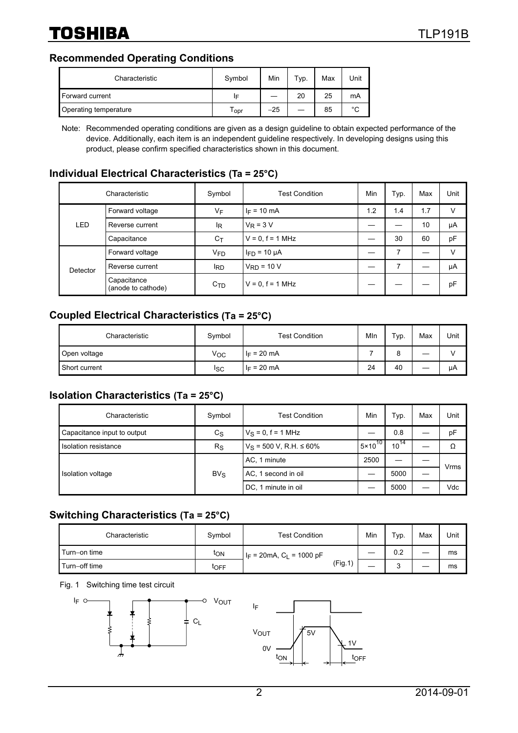## Recommended Operating Conditions

| Characteristic | Symbol | Min | Typ. | Max | Unit |
|---|---|---|---|---|---|
| Forward current | $I_F$ | — | 20 | 25 | mA |
| Operating temperature | $T_{opr}$ | −25 | — | 85 | °C |

Note: Recommended operating conditions are given as a design guideline to obtain expected performance of the device. Additionally, each item is an independent guideline respectively. In developing designs using this product, please confirm specified characteristics shown in this document.

## Individual Electrical Characteristics (Ta = 25°C)

| Characteristic | | Symbol | Test Condition | Min | Typ. | Max | Unit |
|---|---|---|---|---|---|---|---|
| LED | Forward voltage | $V_F$ | $I_F$ = 10 mA | 1.2 | 1.4 | 1.7 | V |
| | Reverse current | $I_R$ | $V_R$ = 3 V | — | — | 10 | μA |
| | Capacitance | $C_T$ | V = 0, f = 1 MHz | — | 30 | 60 | pF |
| Detector | Forward voltage | $V_{FD}$ | $I_{FD}$ = 10 μA | — | 7 | — | V |
| | Reverse current | $I_{RD}$ | $V_{RD}$ = 10 V | — | 7 | — | μA |
| | Capacitance (anode to cathode) | $C_{TD}$ | V = 0, f = 1 MHz | — | — | — | pF |

## Coupled Electrical Characteristics (Ta = 25°C)

| Characteristic | Symbol | Test Condition | MIn | Typ. | Max | Unit |
|---|---|---|---|---|---|---|
| Open voltage | $V_{OC}$ | $I_F$ = 20 mA | 7 | 8 | — | V |
| Short current | $I_{SC}$ | $I_F$ = 20 mA | 24 | 40 | — | μA |

## Isolation Characteristics (Ta = 25°C)

| Characteristic | Symbol | Test Condition | Min | Typ. | Max | Unit |
|---|---|---|---|---|---|---|
| Capacitance input to output | $C_S$ | $V_S$ = 0, f = 1 MHz | — | 0.8 | — | pF |
| Isolation resistance | $R_S$ | $V_S$ = 500 V, R.H. ≤ 60% | $5\times10^{10}$ | $10^{14}$ | — | Ω |
| Isolation voltage | $BV_S$ | AC, 1 minute | 2500 | — | — | Vrms |
| | | AC, 1 second in oil | — | 5000 | — | Vrms |
| | | DC, 1 minute in oil | — | 5000 | — | Vdc |

## Switching Characteristics (Ta = 25°C)

| Characteristic | Symbol | Test Condition | Min | Typ. | Max | Unit |
|---|---|---|---|---|---|---|
| Turn−on time | $t_{ON}$ | $I_F$ = 20mA, $C_L$ = 1000 pF (Fig.1) | — | 0.2 | — | ms |
| Turn−off time | $t_{OFF}$ | | — | 3 | — | ms |

Fig. 1 Switching time test circuit

$I_F$
$V_{OUT}$
$C_L$
$I_F$
$V_{OUT}$
0V
5V
1V
$t_{ON}$
$t_{OFF}$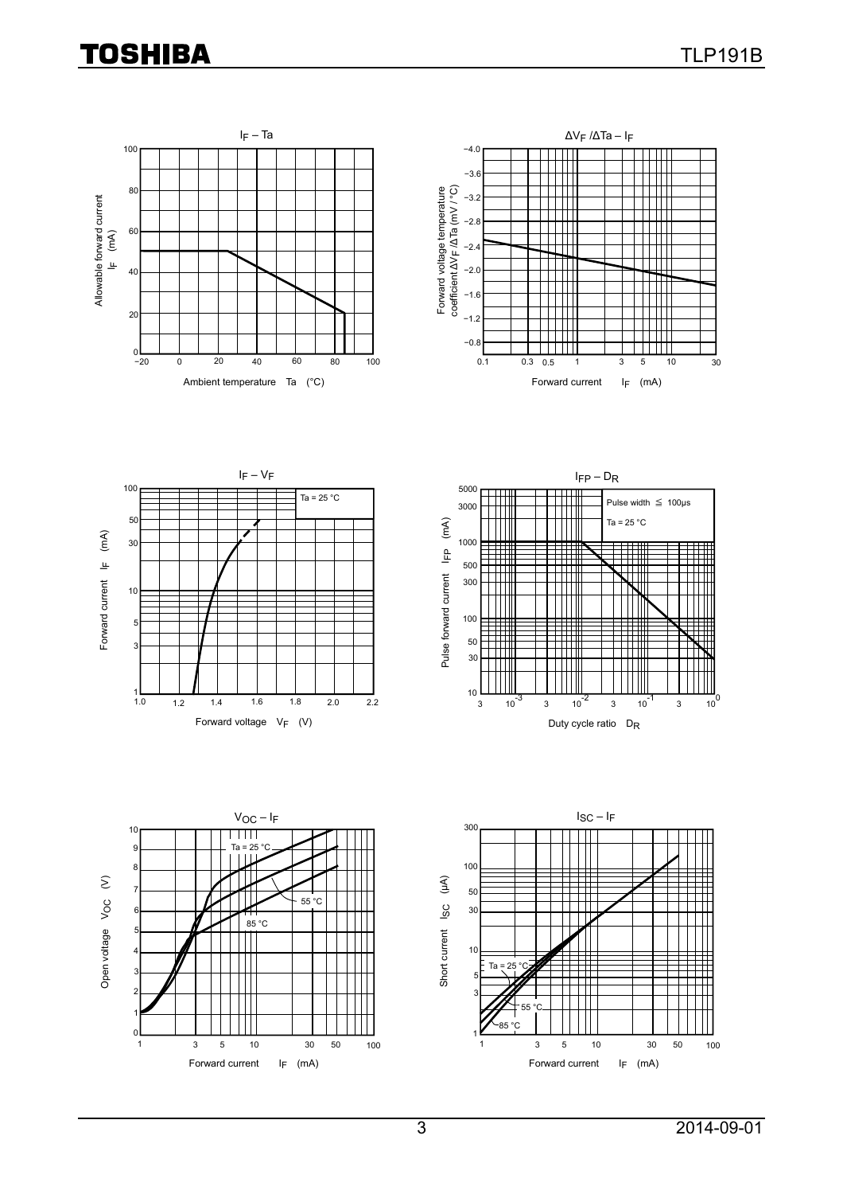$I_F$ – Ta

Allowable forward current $I_F$ (mA)

100
80
60
40
20
0

−20 0 20 40 60 80 100

Ambient temperature Ta (°C)

$\Delta V_F / \Delta Ta$ – $I_F$

Forward voltage temperature coefficient $\Delta V_F / \Delta Ta$ (mV / °C)

−4.0
−3.6
−3.2
−2.8
−2.4
−2.0
−1.6
−1.2
−0.8

0.1 0.3 0.5 1 3 5 10 30

Forward current $I_F$ (mA)

$I_F$ – $V_F$

Ta = 25 °C

Forward current $I_F$ (mA)

100
50
30
10
5
3
1

1.0 1.2 1.4 1.6 1.8 2.0 2.2

Forward voltage $V_F$ (V)

$I_{FP}$ – $D_R$

Pulse width ≦ 100μs

Ta = 25 °C

Pulse forward current $I_{FP}$ (mA)

5000
3000
1000
500
300
100
50
30
10

3 $10^{-3}$ 3 $10^{-2}$ 3 $10^{-1}$ 3 $10^{0}$

Duty cycle ratio $D_R$

$V_{OC}$ – $I_F$

Ta = 25 °C

55 °C

85 °C

Open voltage $V_{OC}$ (V)

10
9
8
7
6
5
4
3
2
1
0

1 3 5 10 30 50 100

Forward current $I_F$ (mA)

$I_{SC}$ – $I_F$

Ta = 25 °C

55 °C

85 °C

Short current $I_{SC}$ (μA)

300
100
50
30
10
5
3
1

1 3 5 10 30 50 100

Forward current $I_F$ (mA)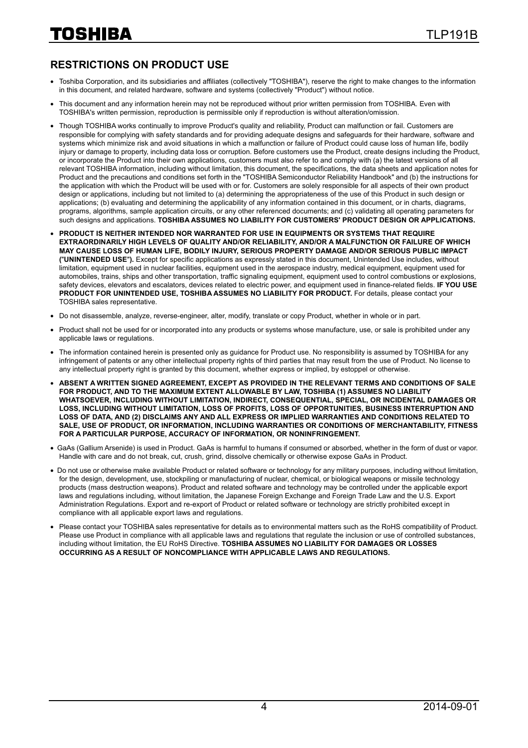## RESTRICTIONS ON PRODUCT USE

- Toshiba Corporation, and its subsidiaries and affiliates (collectively "TOSHIBA"), reserve the right to make changes to the information in this document, and related hardware, software and systems (collectively "Product") without notice.
- This document and any information herein may not be reproduced without prior written permission from TOSHIBA. Even with TOSHIBA's written permission, reproduction is permissible only if reproduction is without alteration/omission.
- Though TOSHIBA works continually to improve Product's quality and reliability, Product can malfunction or fail. Customers are responsible for complying with safety standards and for providing adequate designs and safeguards for their hardware, software and systems which minimize risk and avoid situations in which a malfunction or failure of Product could cause loss of human life, bodily injury or damage to property, including data loss or corruption. Before customers use the Product, create designs including the Product, or incorporate the Product into their own applications, customers must also refer to and comply with (a) the latest versions of all relevant TOSHIBA information, including without limitation, this document, the specifications, the data sheets and application notes for Product and the precautions and conditions set forth in the "TOSHIBA Semiconductor Reliability Handbook" and (b) the instructions for the application with which the Product will be used with or for. Customers are solely responsible for all aspects of their own product design or applications, including but not limited to (a) determining the appropriateness of the use of this Product in such design or applications; (b) evaluating and determining the applicability of any information contained in this document, or in charts, diagrams, programs, algorithms, sample application circuits, or any other referenced documents; and (c) validating all operating parameters for such designs and applications. **TOSHIBA ASSUMES NO LIABILITY FOR CUSTOMERS' PRODUCT DESIGN OR APPLICATIONS.**
- **PRODUCT IS NEITHER INTENDED NOR WARRANTED FOR USE IN EQUIPMENTS OR SYSTEMS THAT REQUIRE EXTRAORDINARILY HIGH LEVELS OF QUALITY AND/OR RELIABILITY, AND/OR A MALFUNCTION OR FAILURE OF WHICH MAY CAUSE LOSS OF HUMAN LIFE, BODILY INJURY, SERIOUS PROPERTY DAMAGE AND/OR SERIOUS PUBLIC IMPACT ("UNINTENDED USE").** Except for specific applications as expressly stated in this document, Unintended Use includes, without limitation, equipment used in nuclear facilities, equipment used in the aerospace industry, medical equipment, equipment used for automobiles, trains, ships and other transportation, traffic signaling equipment, equipment used to control combustions or explosions, safety devices, elevators and escalators, devices related to electric power, and equipment used in finance-related fields. **IF YOU USE PRODUCT FOR UNINTENDED USE, TOSHIBA ASSUMES NO LIABILITY FOR PRODUCT.** For details, please contact your TOSHIBA sales representative.
- Do not disassemble, analyze, reverse-engineer, alter, modify, translate or copy Product, whether in whole or in part.
- Product shall not be used for or incorporated into any products or systems whose manufacture, use, or sale is prohibited under any applicable laws or regulations.
- The information contained herein is presented only as guidance for Product use. No responsibility is assumed by TOSHIBA for any infringement of patents or any other intellectual property rights of third parties that may result from the use of Product. No license to any intellectual property right is granted by this document, whether express or implied, by estoppel or otherwise.
- **ABSENT A WRITTEN SIGNED AGREEMENT, EXCEPT AS PROVIDED IN THE RELEVANT TERMS AND CONDITIONS OF SALE FOR PRODUCT, AND TO THE MAXIMUM EXTENT ALLOWABLE BY LAW, TOSHIBA (1) ASSUMES NO LIABILITY WHATSOEVER, INCLUDING WITHOUT LIMITATION, INDIRECT, CONSEQUENTIAL, SPECIAL, OR INCIDENTAL DAMAGES OR LOSS, INCLUDING WITHOUT LIMITATION, LOSS OF PROFITS, LOSS OF OPPORTUNITIES, BUSINESS INTERRUPTION AND LOSS OF DATA, AND (2) DISCLAIMS ANY AND ALL EXPRESS OR IMPLIED WARRANTIES AND CONDITIONS RELATED TO SALE, USE OF PRODUCT, OR INFORMATION, INCLUDING WARRANTIES OR CONDITIONS OF MERCHANTABILITY, FITNESS FOR A PARTICULAR PURPOSE, ACCURACY OF INFORMATION, OR NONINFRINGEMENT.**
- GaAs (Gallium Arsenide) is used in Product. GaAs is harmful to humans if consumed or absorbed, whether in the form of dust or vapor. Handle with care and do not break, cut, crush, grind, dissolve chemically or otherwise expose GaAs in Product.
- Do not use or otherwise make available Product or related software or technology for any military purposes, including without limitation, for the design, development, use, stockpiling or manufacturing of nuclear, chemical, or biological weapons or missile technology products (mass destruction weapons). Product and related software and technology may be controlled under the applicable export laws and regulations including, without limitation, the Japanese Foreign Exchange and Foreign Trade Law and the U.S. Export Administration Regulations. Export and re-export of Product or related software or technology are strictly prohibited except in compliance with all applicable export laws and regulations.
- Please contact your TOSHIBA sales representative for details as to environmental matters such as the RoHS compatibility of Product. Please use Product in compliance with all applicable laws and regulations that regulate the inclusion or use of controlled substances, including without limitation, the EU RoHS Directive. **TOSHIBA ASSUMES NO LIABILITY FOR DAMAGES OR LOSSES OCCURRING AS A RESULT OF NONCOMPLIANCE WITH APPLICABLE LAWS AND REGULATIONS.**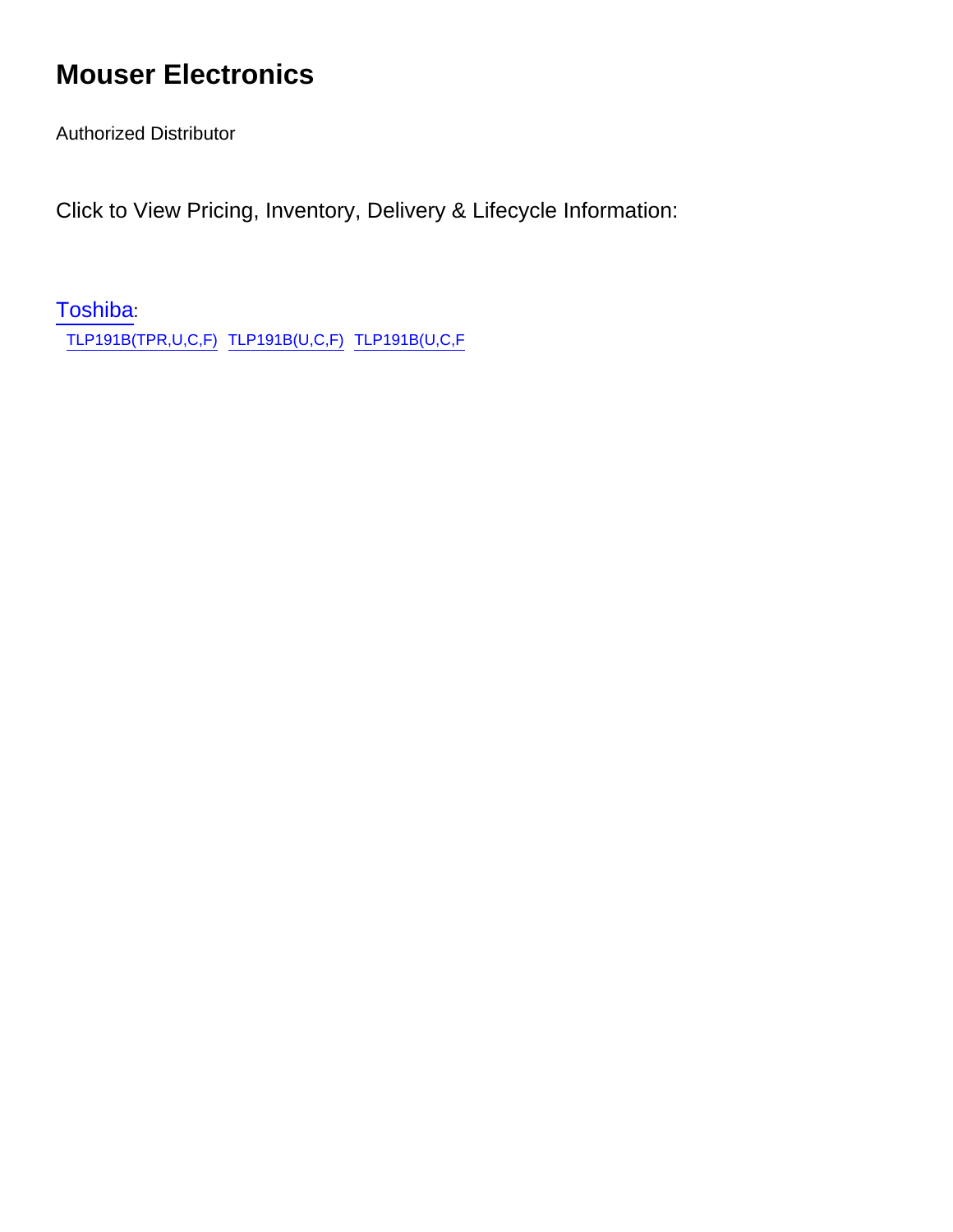# Mouser Electronics

Authorized Distributor

Click to View Pricing, Inventory, Delivery & Lifecycle Information:

Toshiba:

TLP191B(TPR,U,C,F) TLP191B(U,C,F) TLP191B(U,C,F